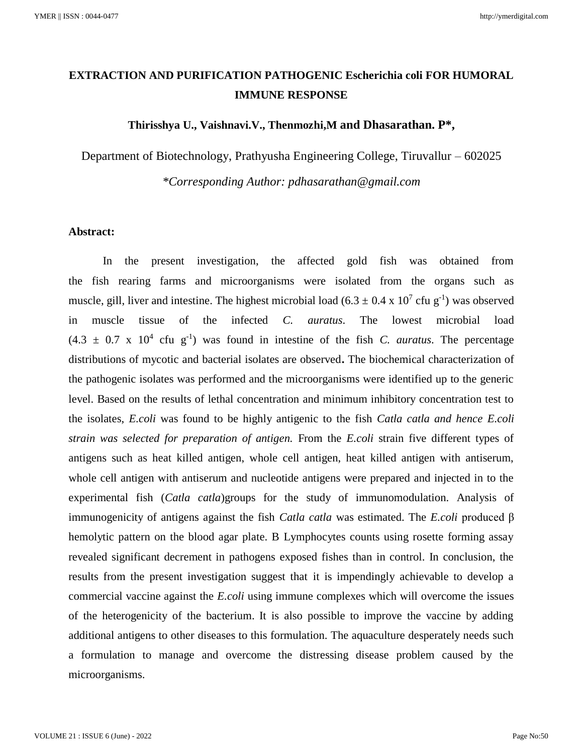# EXTRACTION AND PURIFICATION PATHOGENIC Escherichia coli FOR HUMORAL IMMUNE RESPONSE

**Thirisshya U., Vaishnavi.V., Thenmozhi,M and Dhasarathan. P\*,**

Department of Biotechnology, Prathyusha Engineering College, Tiruvallur – 602025

*\*Corresponding Author: pdhasarathan@gmail.com*

## Abstract:

In the present investigation, the affected gold fish was obtained from the fish rearing farms and microorganisms were isolated from the organs such as muscle, gill, liver and intestine. The highest microbial load ($6.3 \pm 0.4 \times 10^7$ cfu $g^{-1}$) was observed in muscle tissue of the infected *C. auratus*. The lowest microbial load ($4.3 \pm 0.7 \times 10^4$ cfu $g^{-1}$) was found in intestine of the fish *C. auratus*. The percentage distributions of mycotic and bacterial isolates are observed**.** The biochemical characterization of the pathogenic isolates was performed and the microorganisms were identified up to the generic level. Based on the results of lethal concentration and minimum inhibitory concentration test to the isolates, *E.coli* was found to be highly antigenic to the fish *Catla catla and hence E.coli strain was selected for preparation of antigen.* From the *E.coli* strain five different types of antigens such as heat killed antigen, whole cell antigen, heat killed antigen with antiserum, whole cell antigen with antiserum and nucleotide antigens were prepared and injected in to the experimental fish (*Catla catla*)groups for the study of immunomodulation. Analysis of immunogenicity of antigens against the fish *Catla catla* was estimated. The *E.coli* produced β hemolytic pattern on the blood agar plate. B Lymphocytes counts using rosette forming assay revealed significant decrement in pathogens exposed fishes than in control. In conclusion, the results from the present investigation suggest that it is impendingly achievable to develop a commercial vaccine against the *E.coli* using immune complexes which will overcome the issues of the heterogenicity of the bacterium. It is also possible to improve the vaccine by adding additional antigens to other diseases to this formulation. The aquaculture desperately needs such a formulation to manage and overcome the distressing disease problem caused by the microorganisms.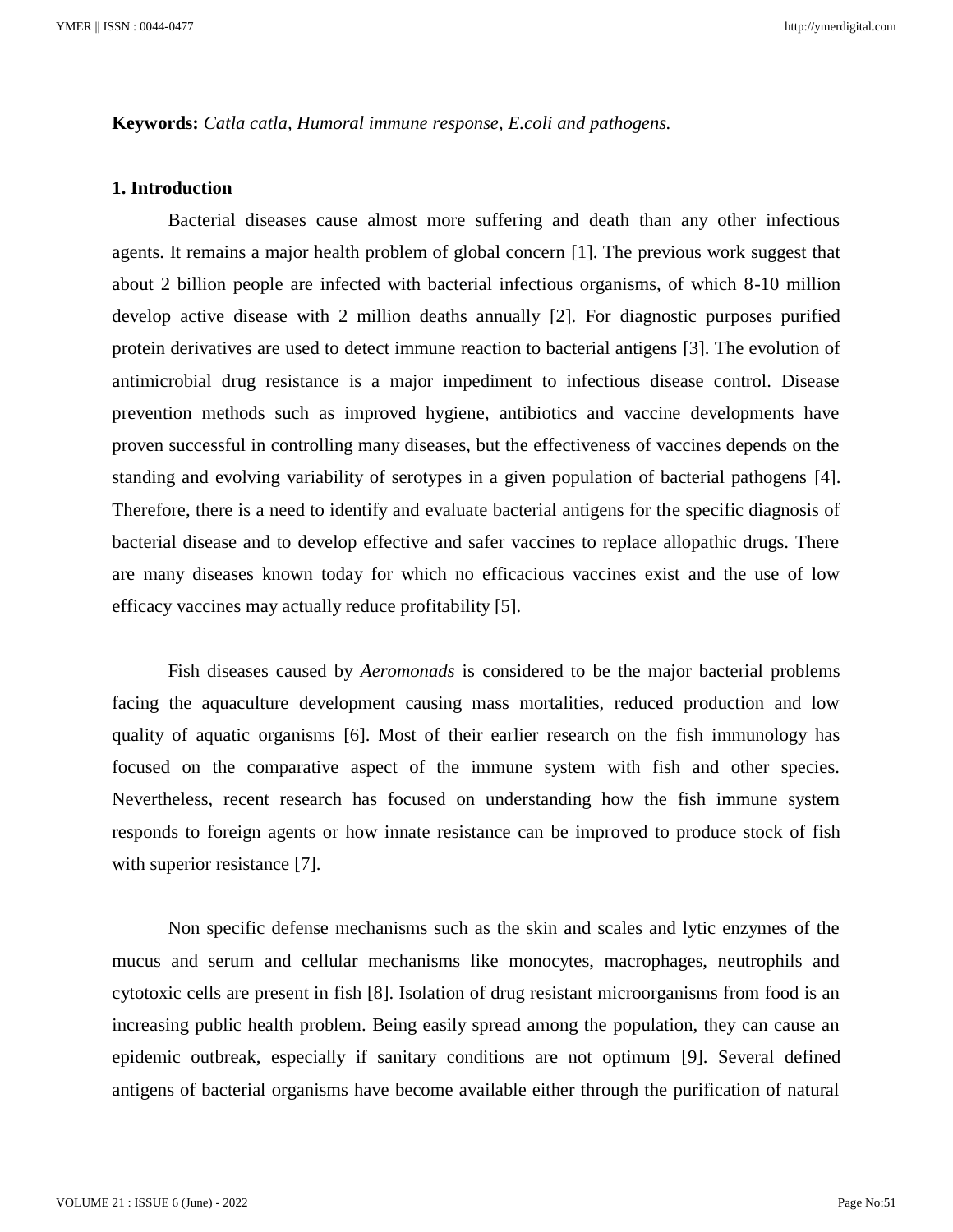**Keywords:** *Catla catla, Humoral immune response, E.coli and pathogens.*

## 1. Introduction

Bacterial diseases cause almost more suffering and death than any other infectious agents. It remains a major health problem of global concern [1]. The previous work suggest that about 2 billion people are infected with bacterial infectious organisms, of which 8-10 million develop active disease with 2 million deaths annually [2]. For diagnostic purposes purified protein derivatives are used to detect immune reaction to bacterial antigens [3]. The evolution of antimicrobial drug resistance is a major impediment to infectious disease control. Disease prevention methods such as improved hygiene, antibiotics and vaccine developments have proven successful in controlling many diseases, but the effectiveness of vaccines depends on the standing and evolving variability of serotypes in a given population of bacterial pathogens [4]. Therefore, there is a need to identify and evaluate bacterial antigens for the specific diagnosis of bacterial disease and to develop effective and safer vaccines to replace allopathic drugs. There are many diseases known today for which no efficacious vaccines exist and the use of low efficacy vaccines may actually reduce profitability [5].

Fish diseases caused by *Aeromonads* is considered to be the major bacterial problems facing the aquaculture development causing mass mortalities, reduced production and low quality of aquatic organisms [6]. Most of their earlier research on the fish immunology has focused on the comparative aspect of the immune system with fish and other species. Nevertheless, recent research has focused on understanding how the fish immune system responds to foreign agents or how innate resistance can be improved to produce stock of fish with superior resistance [7].

Non specific defense mechanisms such as the skin and scales and lytic enzymes of the mucus and serum and cellular mechanisms like monocytes, macrophages, neutrophils and cytotoxic cells are present in fish [8]. Isolation of drug resistant microorganisms from food is an increasing public health problem. Being easily spread among the population, they can cause an epidemic outbreak, especially if sanitary conditions are not optimum [9]. Several defined antigens of bacterial organisms have become available either through the purification of natural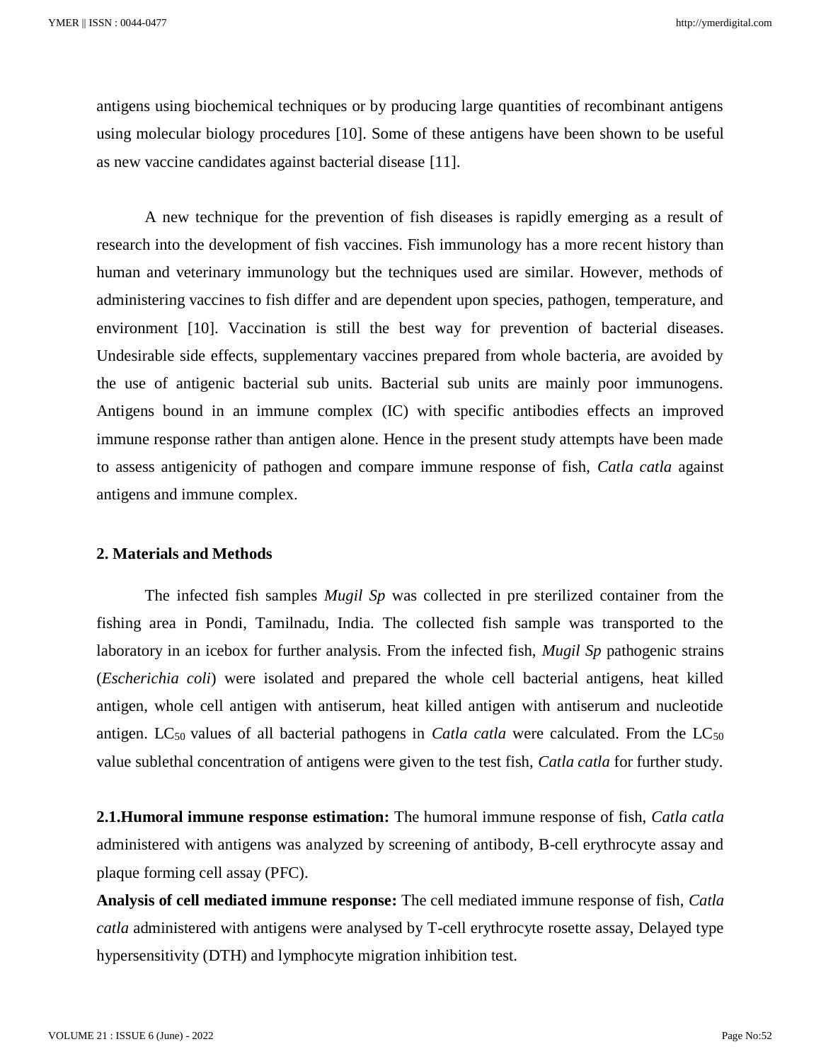antigens using biochemical techniques or by producing large quantities of recombinant antigens using molecular biology procedures [10]. Some of these antigens have been shown to be useful as new vaccine candidates against bacterial disease [11].

A new technique for the prevention of fish diseases is rapidly emerging as a result of research into the development of fish vaccines. Fish immunology has a more recent history than human and veterinary immunology but the techniques used are similar. However, methods of administering vaccines to fish differ and are dependent upon species, pathogen, temperature, and environment [10]. Vaccination is still the best way for prevention of bacterial diseases. Undesirable side effects, supplementary vaccines prepared from whole bacteria, are avoided by the use of antigenic bacterial sub units. Bacterial sub units are mainly poor immunogens. Antigens bound in an immune complex (IC) with specific antibodies effects an improved immune response rather than antigen alone. Hence in the present study attempts have been made to assess antigenicity of pathogen and compare immune response of fish, *Catla catla* against antigens and immune complex.

## 2. Materials and Methods

The infected fish samples *Mugil Sp* was collected in pre sterilized container from the fishing area in Pondi, Tamilnadu, India. The collected fish sample was transported to the laboratory in an icebox for further analysis. From the infected fish, *Mugil Sp* pathogenic strains (*Escherichia coli*) were isolated and prepared the whole cell bacterial antigens, heat killed antigen, whole cell antigen with antiserum, heat killed antigen with antiserum and nucleotide antigen. $LC_{50}$ values of all bacterial pathogens in *Catla catla* were calculated. From the $LC_{50}$ value sublethal concentration of antigens were given to the test fish, *Catla catla* for further study.

**2.1.Humoral immune response estimation:** The humoral immune response of fish, *Catla catla* administered with antigens was analyzed by screening of antibody, B-cell erythrocyte assay and plaque forming cell assay (PFC).

**Analysis of cell mediated immune response:** The cell mediated immune response of fish, *Catla catla* administered with antigens were analysed by T-cell erythrocyte rosette assay, Delayed type hypersensitivity (DTH) and lymphocyte migration inhibition test.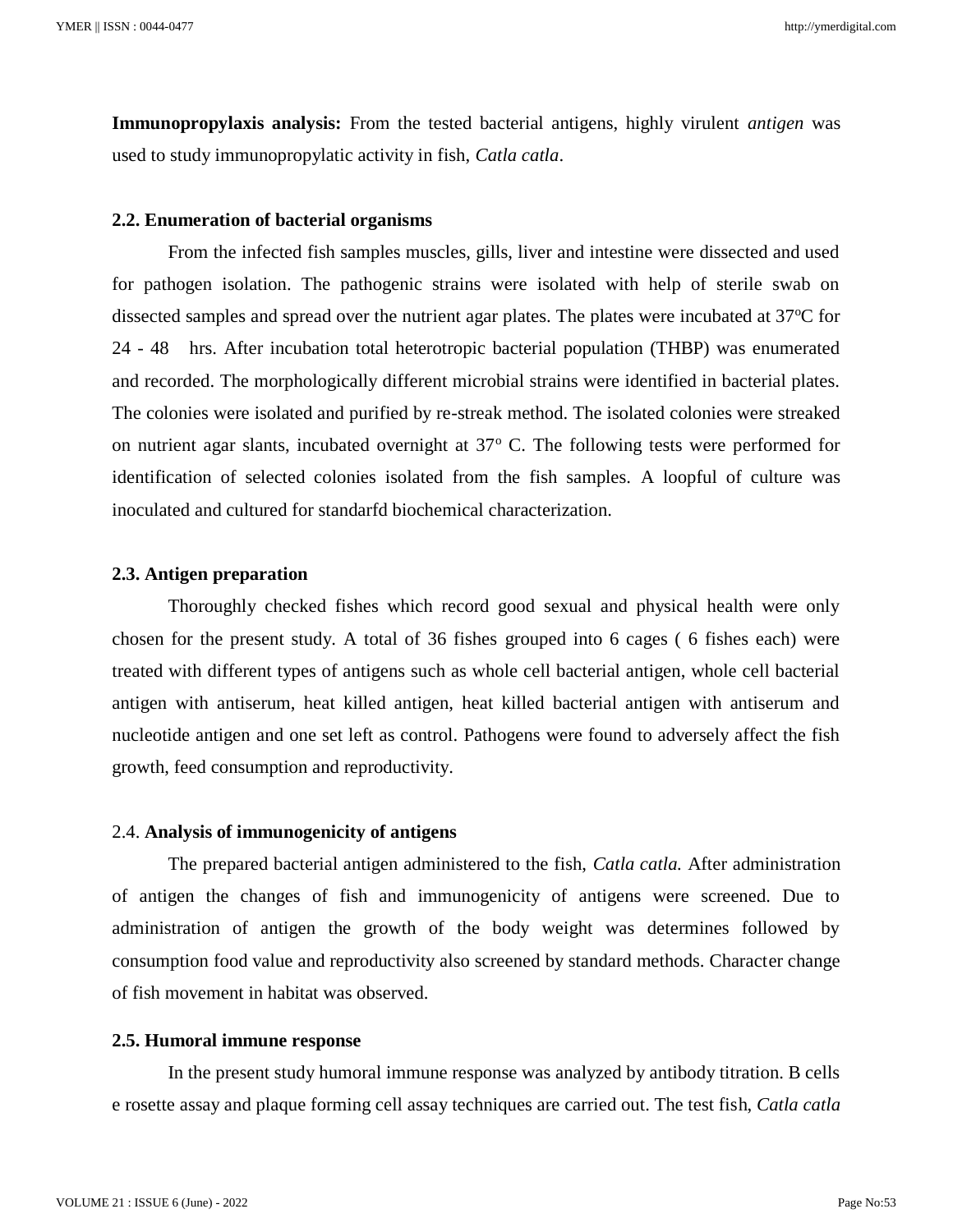**Immunopropylaxis analysis:** From the tested bacterial antigens, highly virulent *antigen* was used to study immunopropylatic activity in fish, *Catla catla*.

### 2.2. Enumeration of bacterial organisms

From the infected fish samples muscles, gills, liver and intestine were dissected and used for pathogen isolation. The pathogenic strains were isolated with help of sterile swab on dissected samples and spread over the nutrient agar plates. The plates were incubated at 37$^o$C for 24 - 48 hrs. After incubation total heterotropic bacterial population (THBP) was enumerated and recorded. The morphologically different microbial strains were identified in bacterial plates. The colonies were isolated and purified by re-streak method. The isolated colonies were streaked on nutrient agar slants, incubated overnight at 37$^o$ C. The following tests were performed for identification of selected colonies isolated from the fish samples. A loopful of culture was inoculated and cultured for standarfd biochemical characterization.

### 2.3. Antigen preparation

Thoroughly checked fishes which record good sexual and physical health were only chosen for the present study. A total of 36 fishes grouped into 6 cages ( 6 fishes each) were treated with different types of antigens such as whole cell bacterial antigen, whole cell bacterial antigen with antiserum, heat killed antigen, heat killed bacterial antigen with antiserum and nucleotide antigen and one set left as control. Pathogens were found to adversely affect the fish growth, feed consumption and reproductivity.

### 2.4. Analysis of immunogenicity of antigens

The prepared bacterial antigen administered to the fish, *Catla catla.* After administration of antigen the changes of fish and immunogenicity of antigens were screened. Due to administration of antigen the growth of the body weight was determines followed by consumption food value and reproductivity also screened by standard methods. Character change of fish movement in habitat was observed.

### 2.5. Humoral immune response

In the present study humoral immune response was analyzed by antibody titration. B cells e rosette assay and plaque forming cell assay techniques are carried out. The test fish, *Catla catla*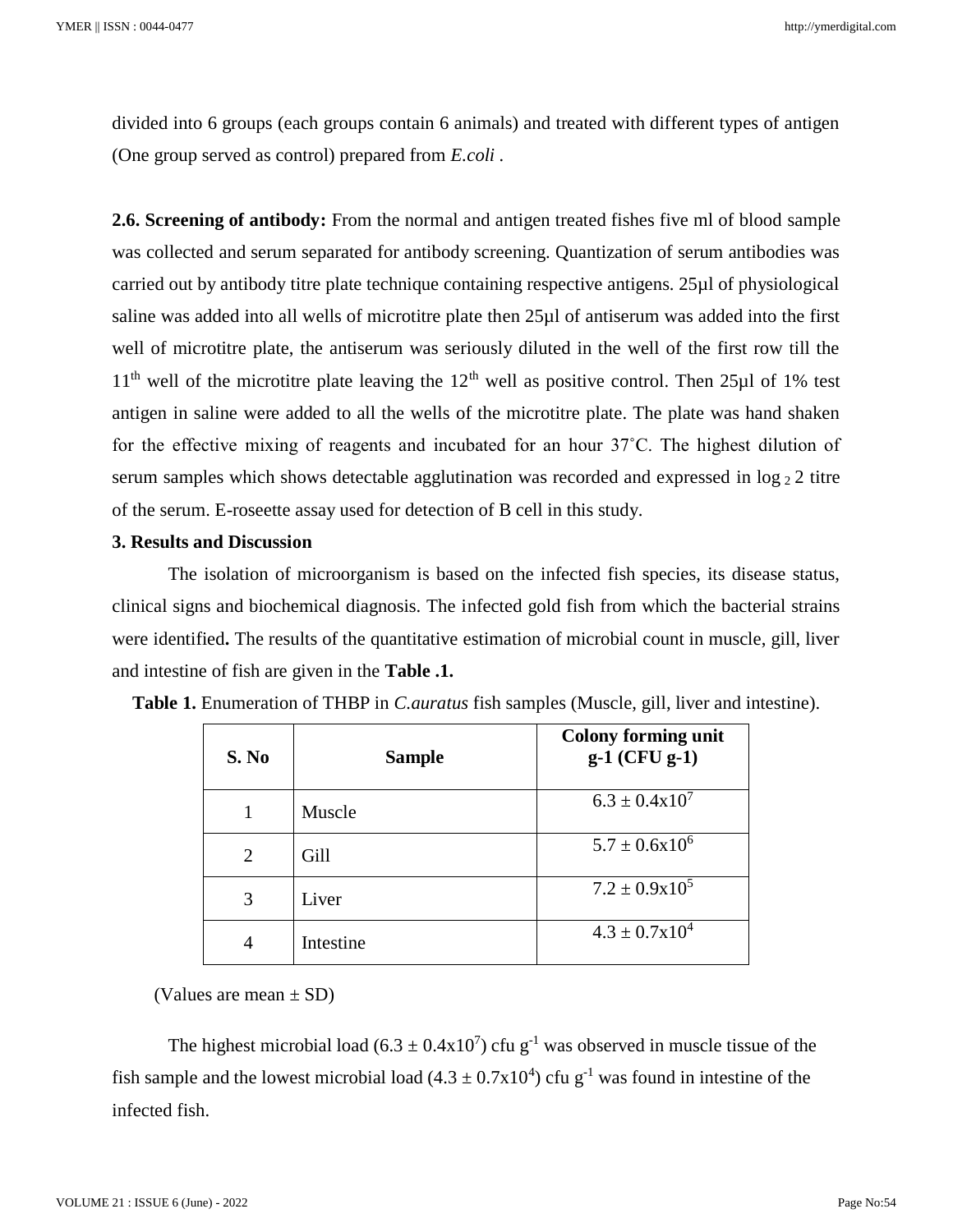divided into 6 groups (each groups contain 6 animals) and treated with different types of antigen (One group served as control) prepared from *E.coli* .

**2.6. Screening of antibody:** From the normal and antigen treated fishes five ml of blood sample was collected and serum separated for antibody screening. Quantization of serum antibodies was carried out by antibody titre plate technique containing respective antigens. 25µl of physiological saline was added into all wells of microtitre plate then 25µl of antiserum was added into the first well of microtitre plate, the antiserum was seriously diluted in the well of the first row till the $11^{th}$ well of the microtitre plate leaving the $12^{th}$ well as positive control. Then 25µl of 1% test antigen in saline were added to all the wells of the microtitre plate. The plate was hand shaken for the effective mixing of reagents and incubated for an hour 37˚C. The highest dilution of serum samples which shows detectable agglutination was recorded and expressed in $\log_2 2$ titre of the serum. E-roseette assay used for detection of B cell in this study.

## 3. Results and Discussion

The isolation of microorganism is based on the infected fish species, its disease status, clinical signs and biochemical diagnosis. The infected gold fish from which the bacterial strains were identified**.** The results of the quantitative estimation of microbial count in muscle, gill, liver and intestine of fish are given in the **Table .1.**

**Table 1.** Enumeration of THBP in *C.auratus* fish samples (Muscle, gill, liver and intestine).

| S. No | Sample | Colony forming unit g-1 (CFU g-1) |
|---|---|---|
| 1 | Muscle | $6.3 \pm 0.4x10^7$ |
| 2 | Gill | $5.7 \pm 0.6x10^6$ |
| 3 | Liver | $7.2 \pm 0.9x10^5$ |
| 4 | Intestine | $4.3 \pm 0.7x10^4$ |

(Values are mean ± SD)

The highest microbial load ($6.3 \pm 0.4x10^7$) cfu $g^{-1}$ was observed in muscle tissue of the fish sample and the lowest microbial load ($4.3 \pm 0.7x10^4$) cfu $g^{-1}$ was found in intestine of the infected fish.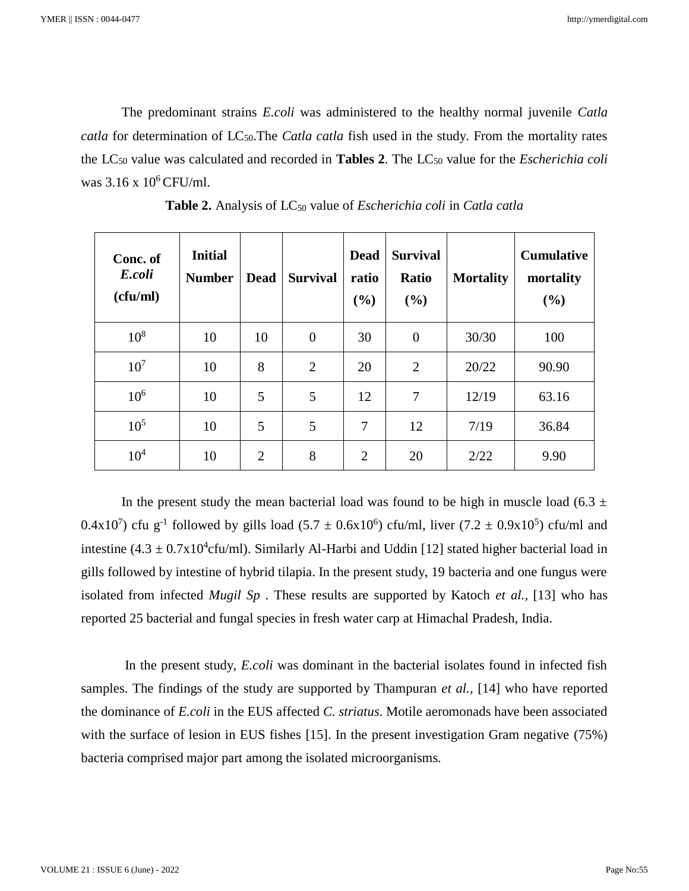The predominant strains *E.coli* was administered to the healthy normal juvenile *Catla catla* for determination of $LC_{50}$.The *Catla catla* fish used in the study. From the mortality rates the $LC_{50}$ value was calculated and recorded in **Tables 2**. The $LC_{50}$ value for the *Escherichia coli* was $3.16 \times 10^6$ CFU/ml.

**Table 2.** Analysis of $LC_{50}$ value of *Escherichia coli* in *Catla catla*

| **Conc. of *E.coli* (cfu/ml)** | **Initial Number** | **Dead** | **Survival** | **Dead ratio (%)** | **Survival Ratio (%)** | **Mortality** | **Cumulative mortality (%)** |
|---|---|---|---|---|---|---|---|
| $10^8$ | 10 | 10 | 0 | 30 | 0 | 30/30 | 100 |
| $10^7$ | 10 | 8 | 2 | 20 | 2 | 20/22 | 90.90 |
| $10^6$ | 10 | 5 | 5 | 12 | 7 | 12/19 | 63.16 |
| $10^5$ | 10 | 5 | 5 | 7 | 12 | 7/19 | 36.84 |
| $10^4$ | 10 | 2 | 8 | 2 | 20 | 2/22 | 9.90 |

In the present study the mean bacterial load was found to be high in muscle load ($6.3 \pm 0.4\text{x}10^7$) cfu $g^{-1}$ followed by gills load ($5.7 \pm 0.6\text{x}10^6$) cfu/ml, liver ($7.2 \pm 0.9\text{x}10^5$) cfu/ml and intestine ($4.3 \pm 0.7\text{x}10^4$cfu/ml). Similarly Al-Harbi and Uddin [12] stated higher bacterial load in gills followed by intestine of hybrid tilapia. In the present study, 19 bacteria and one fungus were isolated from infected *Mugil Sp* . These results are supported by Katoch *et al.,* [13] who has reported 25 bacterial and fungal species in fresh water carp at Himachal Pradesh, India.

In the present study, *E.coli* was dominant in the bacterial isolates found in infected fish samples. The findings of the study are supported by Thampuran *et al.,* [14] who have reported the dominance of *E.coli* in the EUS affected *C. striatus*. Motile aeromonads have been associated with the surface of lesion in EUS fishes [15]. In the present investigation Gram negative (75%) bacteria comprised major part among the isolated microorganisms.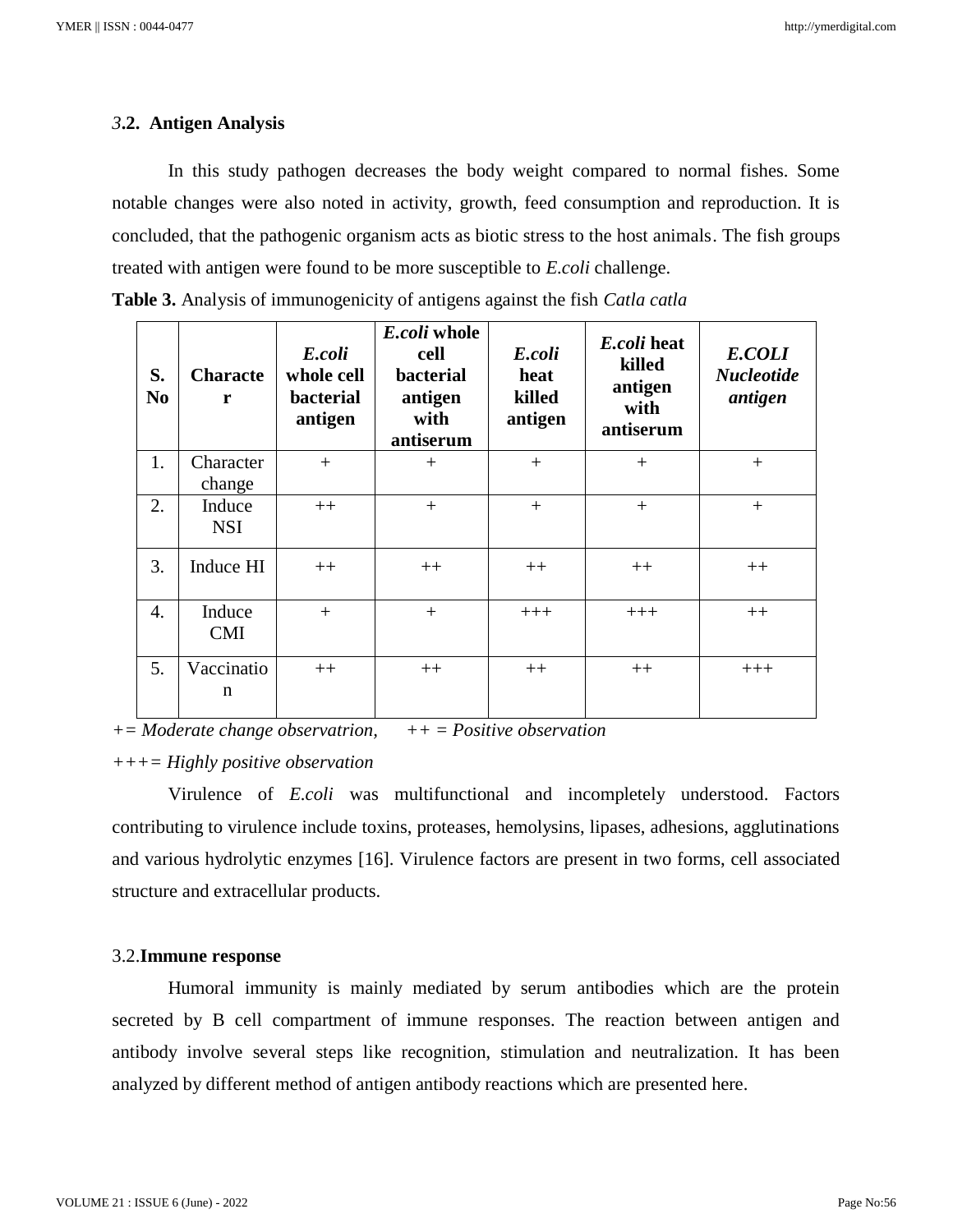### *3*.2. Antigen Analysis

In this study pathogen decreases the body weight compared to normal fishes. Some notable changes were also noted in activity, growth, feed consumption and reproduction. It is concluded, that the pathogenic organism acts as biotic stress to the host animals. The fish groups treated with antigen were found to be more susceptible to *E.coli* challenge.

**Table 3.** Analysis of immunogenicity of antigens against the fish *Catla catla*

| S. No | Character | *E.coli* whole cell bacterial antigen | *E.coli* whole cell bacterial antigen with antiserum | *E.coli* heat killed antigen | *E.coli* heat killed antigen with antiserum | *E.COLI Nucleotide antigen* |
|---|---|---|---|---|---|---|
| 1. | Character change | + | + | + | + | + |
| 2. | Induce NSI | ++ | + | + | + | + |
| 3. | Induce HI | ++ | ++ | ++ | ++ | ++ |
| 4. | Induce CMI | + | + | +++ | +++ | ++ |
| 5. | Vaccination | ++ | ++ | ++ | ++ | +++ |

*+= Moderate change observatrion, ++ = Positive observation*

*+++= Highly positive observation*

Virulence of *E.coli* was multifunctional and incompletely understood. Factors contributing to virulence include toxins, proteases, hemolysins, lipases, adhesions, agglutinations and various hydrolytic enzymes [16]. Virulence factors are present in two forms, cell associated structure and extracellular products.

### 3.2. Immune response

Humoral immunity is mainly mediated by serum antibodies which are the protein secreted by B cell compartment of immune responses. The reaction between antigen and antibody involve several steps like recognition, stimulation and neutralization. It has been analyzed by different method of antigen antibody reactions which are presented here.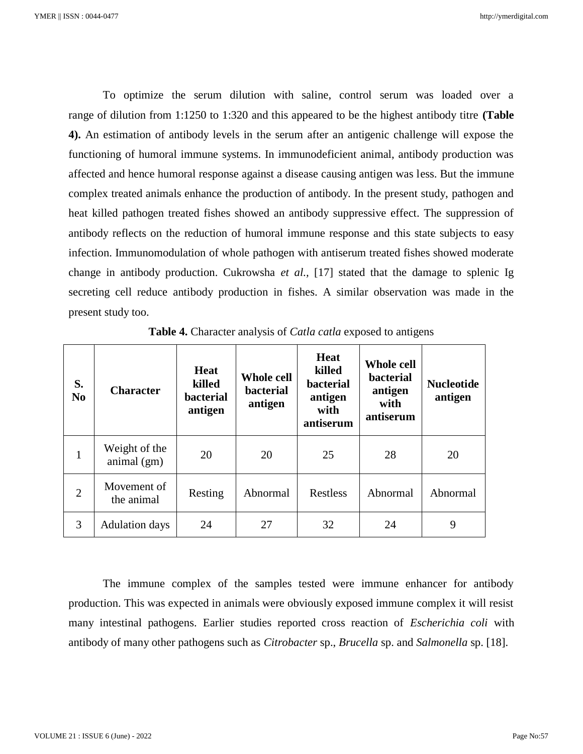To optimize the serum dilution with saline, control serum was loaded over a range of dilution from 1:1250 to 1:320 and this appeared to be the highest antibody titre **(Table 4).** An estimation of antibody levels in the serum after an antigenic challenge will expose the functioning of humoral immune systems. In immunodeficient animal, antibody production was affected and hence humoral response against a disease causing antigen was less. But the immune complex treated animals enhance the production of antibody. In the present study, pathogen and heat killed pathogen treated fishes showed an antibody suppressive effect. The suppression of antibody reflects on the reduction of humoral immune response and this state subjects to easy infection. Immunomodulation of whole pathogen with antiserum treated fishes showed moderate change in antibody production. Cukrowsha *et al.,* [17] stated that the damage to splenic Ig secreting cell reduce antibody production in fishes. A similar observation was made in the present study too.

**Table 4.** Character analysis of *Catla catla* exposed to antigens

| S. No | Character | Heat killed bacterial antigen | Whole cell bacterial antigen | Heat killed bacterial antigen with antiserum | Whole cell bacterial antigen with antiserum | Nucleotide antigen |
|---|---|---|---|---|---|---|
| 1 | Weight of the animal (gm) | 20 | 20 | 25 | 28 | 20 |
| 2 | Movement of the animal | Resting | Abnormal | Restless | Abnormal | Abnormal |
| 3 | Adulation days | 24 | 27 | 32 | 24 | 9 |

The immune complex of the samples tested were immune enhancer for antibody production. This was expected in animals were obviously exposed immune complex it will resist many intestinal pathogens. Earlier studies reported cross reaction of *Escherichia coli* with antibody of many other pathogens such as *Citrobacter* sp., *Brucella* sp. and *Salmonella* sp. [18].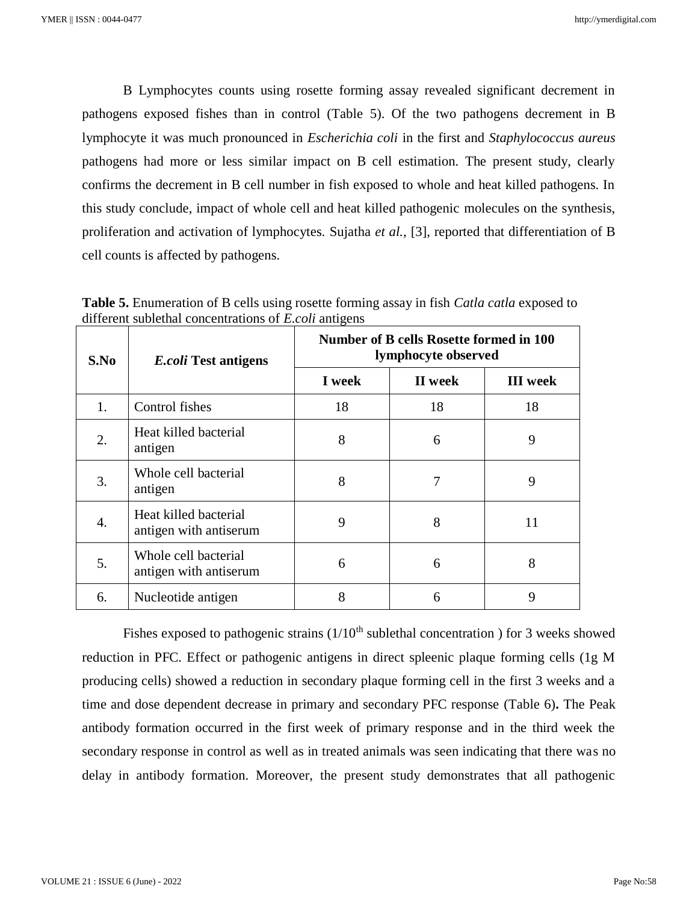B Lymphocytes counts using rosette forming assay revealed significant decrement in pathogens exposed fishes than in control (Table 5). Of the two pathogens decrement in B lymphocyte it was much pronounced in *Escherichia coli* in the first and *Staphylococcus aureus* pathogens had more or less similar impact on B cell estimation. The present study, clearly confirms the decrement in B cell number in fish exposed to whole and heat killed pathogens. In this study conclude, impact of whole cell and heat killed pathogenic molecules on the synthesis, proliferation and activation of lymphocytes. Sujatha *et al.,* [3], reported that differentiation of B cell counts is affected by pathogens.

**Table 5.** Enumeration of B cells using rosette forming assay in fish *Catla catla* exposed to different sublethal concentrations of *E.coli* antigens

| S.No | *E.coli* Test antigens | Number of B cells Rosette formed in 100 lymphocyte observed | | |
|---|---|---|---|---|
| | | I week | II week | III week |
| 1. | Control fishes | 18 | 18 | 18 |
| 2. | Heat killed bacterial antigen | 8 | 6 | 9 |
| 3. | Whole cell bacterial antigen | 8 | 7 | 9 |
| 4. | Heat killed bacterial antigen with antiserum | 9 | 8 | 11 |
| 5. | Whole cell bacterial antigen with antiserum | 6 | 6 | 8 |
| 6. | Nucleotide antigen | 8 | 6 | 9 |

Fishes exposed to pathogenic strains ($1/10^{th}$ sublethal concentration ) for 3 weeks showed reduction in PFC. Effect or pathogenic antigens in direct spleenic plaque forming cells (1g M producing cells) showed a reduction in secondary plaque forming cell in the first 3 weeks and a time and dose dependent decrease in primary and secondary PFC response (Table 6)**.** The Peak antibody formation occurred in the first week of primary response and in the third week the secondary response in control as well as in treated animals was seen indicating that there was no delay in antibody formation. Moreover, the present study demonstrates that all pathogenic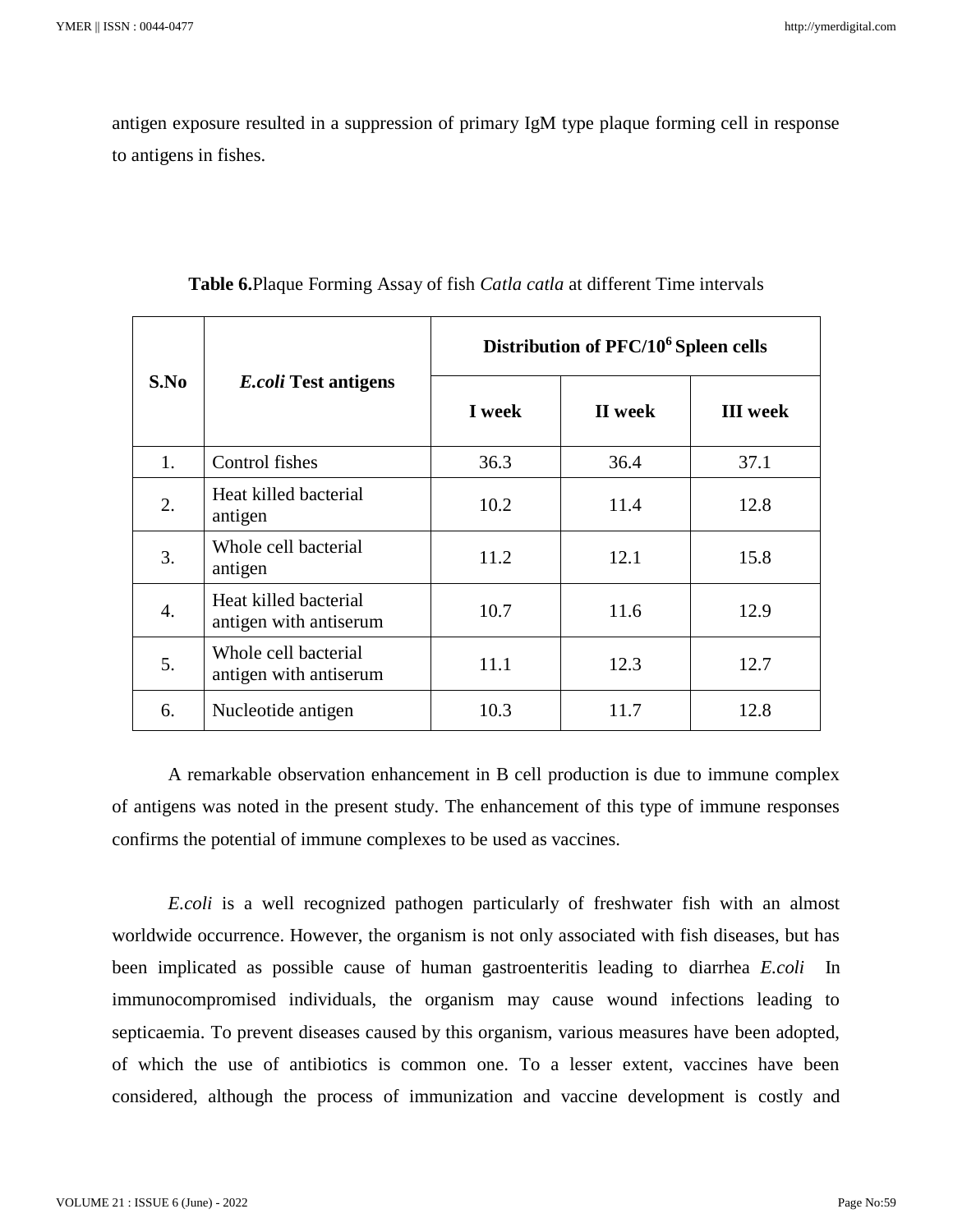antigen exposure resulted in a suppression of primary IgM type plaque forming cell in response to antigens in fishes.

**Table 6.**Plaque Forming Assay of fish *Catla catla* at different Time intervals

| S.No | *E.coli* **Test antigens** | **Distribution of PFC/$10^6$ Spleen cells** | | |
|---|---|---|---|---|
| | | **I week** | **II week** | **III week** |
| 1. | Control fishes | 36.3 | 36.4 | 37.1 |
| 2. | Heat killed bacterial antigen | 10.2 | 11.4 | 12.8 |
| 3. | Whole cell bacterial antigen | 11.2 | 12.1 | 15.8 |
| 4. | Heat killed bacterial antigen with antiserum | 10.7 | 11.6 | 12.9 |
| 5. | Whole cell bacterial antigen with antiserum | 11.1 | 12.3 | 12.7 |
| 6. | Nucleotide antigen | 10.3 | 11.7 | 12.8 |

A remarkable observation enhancement in B cell production is due to immune complex of antigens was noted in the present study. The enhancement of this type of immune responses confirms the potential of immune complexes to be used as vaccines.

*E.coli* is a well recognized pathogen particularly of freshwater fish with an almost worldwide occurrence. However, the organism is not only associated with fish diseases, but has been implicated as possible cause of human gastroenteritis leading to diarrhea *E.coli* In immunocompromised individuals, the organism may cause wound infections leading to septicaemia. To prevent diseases caused by this organism, various measures have been adopted, of which the use of antibiotics is common one. To a lesser extent, vaccines have been considered, although the process of immunization and vaccine development is costly and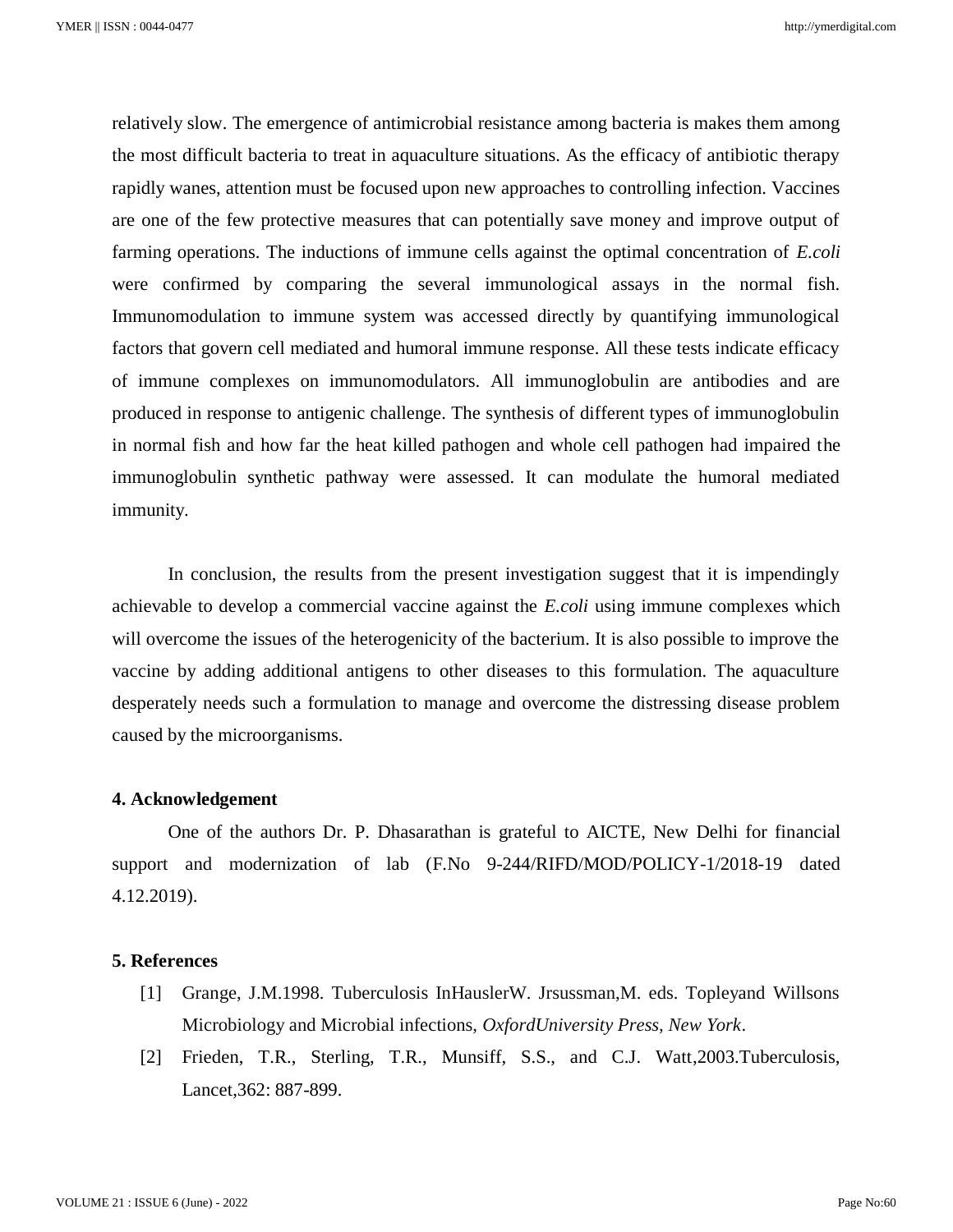relatively slow. The emergence of antimicrobial resistance among bacteria is makes them among the most difficult bacteria to treat in aquaculture situations. As the efficacy of antibiotic therapy rapidly wanes, attention must be focused upon new approaches to controlling infection. Vaccines are one of the few protective measures that can potentially save money and improve output of farming operations. The inductions of immune cells against the optimal concentration of *E.coli* were confirmed by comparing the several immunological assays in the normal fish. Immunomodulation to immune system was accessed directly by quantifying immunological factors that govern cell mediated and humoral immune response. All these tests indicate efficacy of immune complexes on immunomodulators. All immunoglobulin are antibodies and are produced in response to antigenic challenge. The synthesis of different types of immunoglobulin in normal fish and how far the heat killed pathogen and whole cell pathogen had impaired the immunoglobulin synthetic pathway were assessed. It can modulate the humoral mediated immunity.

In conclusion, the results from the present investigation suggest that it is impendingly achievable to develop a commercial vaccine against the *E.coli* using immune complexes which will overcome the issues of the heterogenicity of the bacterium. It is also possible to improve the vaccine by adding additional antigens to other diseases to this formulation. The aquaculture desperately needs such a formulation to manage and overcome the distressing disease problem caused by the microorganisms.

## 4. Acknowledgement

One of the authors Dr. P. Dhasarathan is grateful to AICTE, New Delhi for financial support and modernization of lab (F.No 9-244/RIFD/MOD/POLICY-1/2018-19 dated 4.12.2019).

## 5. References

[1] Grange, J.M.1998. Tuberculosis InHauslerW. Jrsussman,M. eds. Topleyand Willsons Microbiology and Microbial infections, *OxfordUniversity Press, New York*.

[2] Frieden, T.R., Sterling, T.R., Munsiff, S.S., and C.J. Watt,2003.Tuberculosis, Lancet,362: 887-899.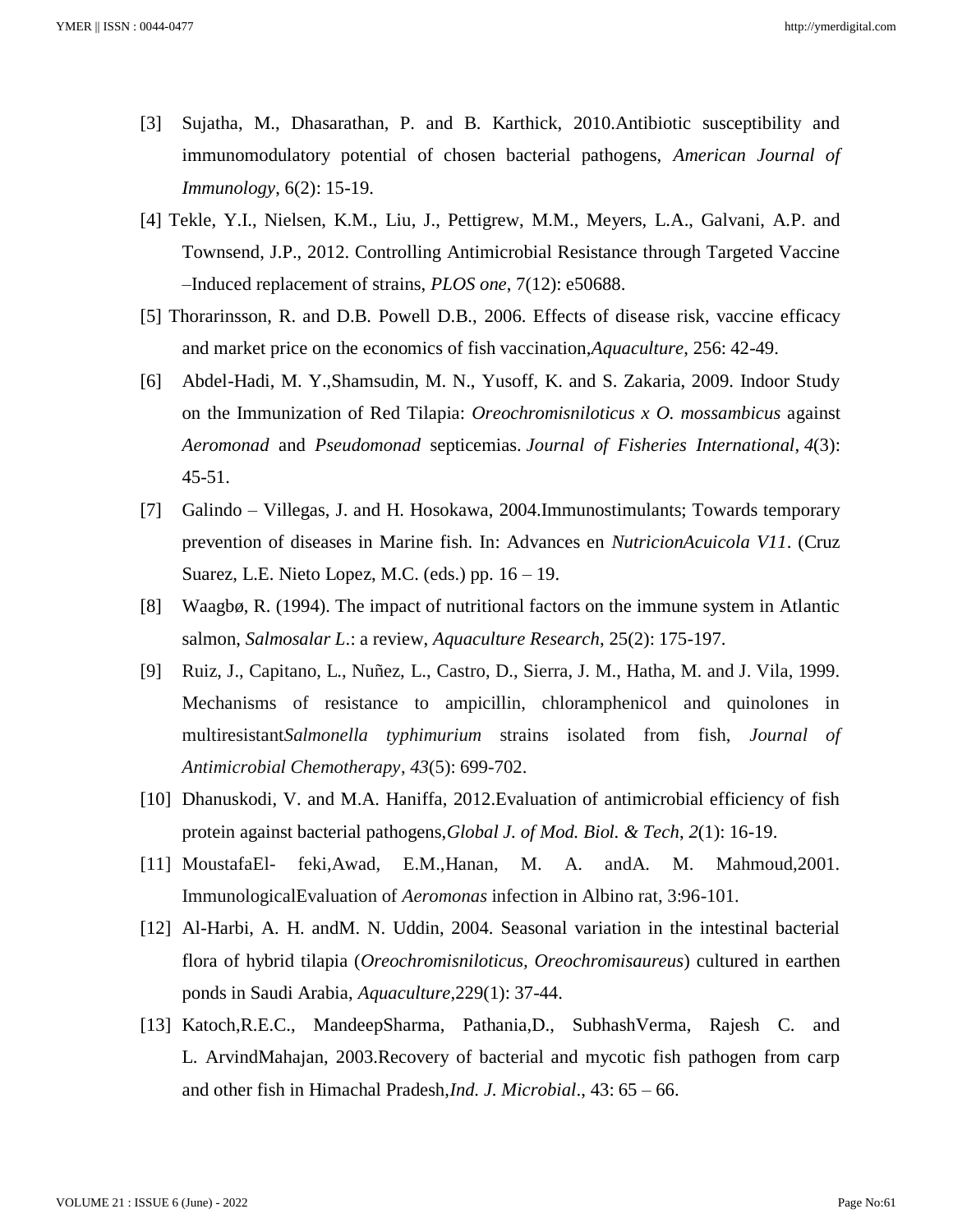[3] Sujatha, M., Dhasarathan, P. and B. Karthick, 2010.Antibiotic susceptibility and immunomodulatory potential of chosen bacterial pathogens, *American Journal of Immunology*, 6(2): 15-19.

[4] Tekle, Y.I., Nielsen, K.M., Liu, J., Pettigrew, M.M., Meyers, L.A., Galvani, A.P. and Townsend, J.P., 2012. Controlling Antimicrobial Resistance through Targeted Vaccine –Induced replacement of strains, *PLOS one*, 7(12): e50688.

[5] Thorarinsson, R. and D.B. Powell D.B., 2006. Effects of disease risk, vaccine efficacy and market price on the economics of fish vaccination,*Aquaculture*, 256: 42-49.

[6] Abdel-Hadi, M. Y.,Shamsudin, M. N., Yusoff, K. and S. Zakaria, 2009. Indoor Study on the Immunization of Red Tilapia: *Oreochromisniloticus x O. mossambicus* against *Aeromonad* and *Pseudomonad* septicemias. *Journal of Fisheries International*, *4*(3): 45-51.

[7] Galindo – Villegas, J. and H. Hosokawa, 2004.Immunostimulants; Towards temporary prevention of diseases in Marine fish. In: Advances en *NutricionAcuicola V11*. (Cruz Suarez, L.E. Nieto Lopez, M.C. (eds.) pp. 16 – 19.

[8] Waagbø, R. (1994). The impact of nutritional factors on the immune system in Atlantic salmon, *Salmosalar L*.: a review, *Aquaculture Research*, 25(2): 175-197.

[9] Ruiz, J., Capitano, L., Nuñez, L., Castro, D., Sierra, J. M., Hatha, M. and J. Vila, 1999. Mechanisms of resistance to ampicillin, chloramphenicol and quinolones in multiresistant*Salmonella typhimurium* strains isolated from fish, *Journal of Antimicrobial Chemotherapy*, *43*(5): 699-702.

[10] Dhanuskodi, V. and M.A. Haniffa, 2012.Evaluation of antimicrobial efficiency of fish protein against bacterial pathogens,*Global J. of Mod. Biol. & Tech*, *2*(1): 16-19.

[11] MoustafaEl- feki,Awad, E.M.,Hanan, M. A. andA. M. Mahmoud,2001. ImmunologicalEvaluation of *Aeromonas* infection in Albino rat, 3:96-101.

[12] Al-Harbi, A. H. andM. N. Uddin, 2004. Seasonal variation in the intestinal bacterial flora of hybrid tilapia (*Oreochromisniloticus*, *Oreochromisaureus*) cultured in earthen ponds in Saudi Arabia, *Aquaculture*,229(1): 37-44.

[13] Katoch,R.E.C., MandeepSharma, Pathania,D., SubhashVerma, Rajesh C. and L. ArvindMahajan, 2003.Recovery of bacterial and mycotic fish pathogen from carp and other fish in Himachal Pradesh,*Ind. J. Microbial*., 43: 65 – 66.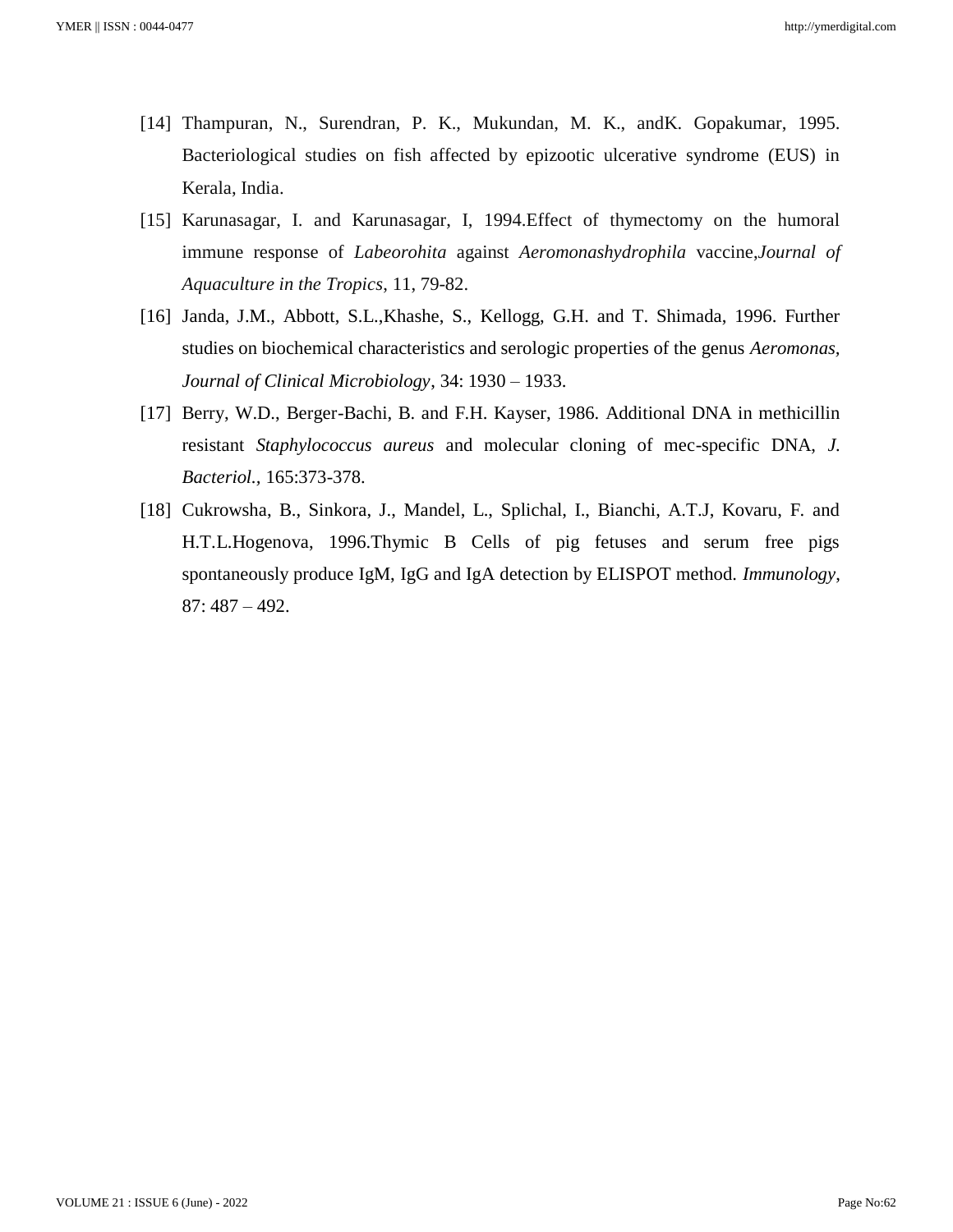[14] Thampuran, N., Surendran, P. K., Mukundan, M. K., andK. Gopakumar, 1995. Bacteriological studies on fish affected by epizootic ulcerative syndrome (EUS) in Kerala, India.

[15] Karunasagar, I. and Karunasagar, I, 1994.Effect of thymectomy on the humoral immune response of *Labeorohita* against *Aeromonashydrophila* vaccine,*Journal of Aquaculture in the Tropics*, 11, 79-82.

[16] Janda, J.M., Abbott, S.L.,Khashe, S., Kellogg, G.H. and T. Shimada, 1996. Further studies on biochemical characteristics and serologic properties of the genus *Aeromonas, Journal of Clinical Microbiology*, 34: 1930 – 1933.

[17] Berry, W.D., Berger-Bachi, B. and F.H. Kayser, 1986. Additional DNA in methicillin resistant *Staphylococcus aureus* and molecular cloning of mec-specific DNA, *J. Bacteriol.,* 165:373-378.

[18] Cukrowsha, B., Sinkora, J., Mandel, L., Splichal, I., Bianchi, A.T.J, Kovaru, F. and H.T.L.Hogenova, 1996.Thymic B Cells of pig fetuses and serum free pigs spontaneously produce IgM, IgG and IgA detection by ELISPOT method. *Immunology*, 87: 487 – 492.